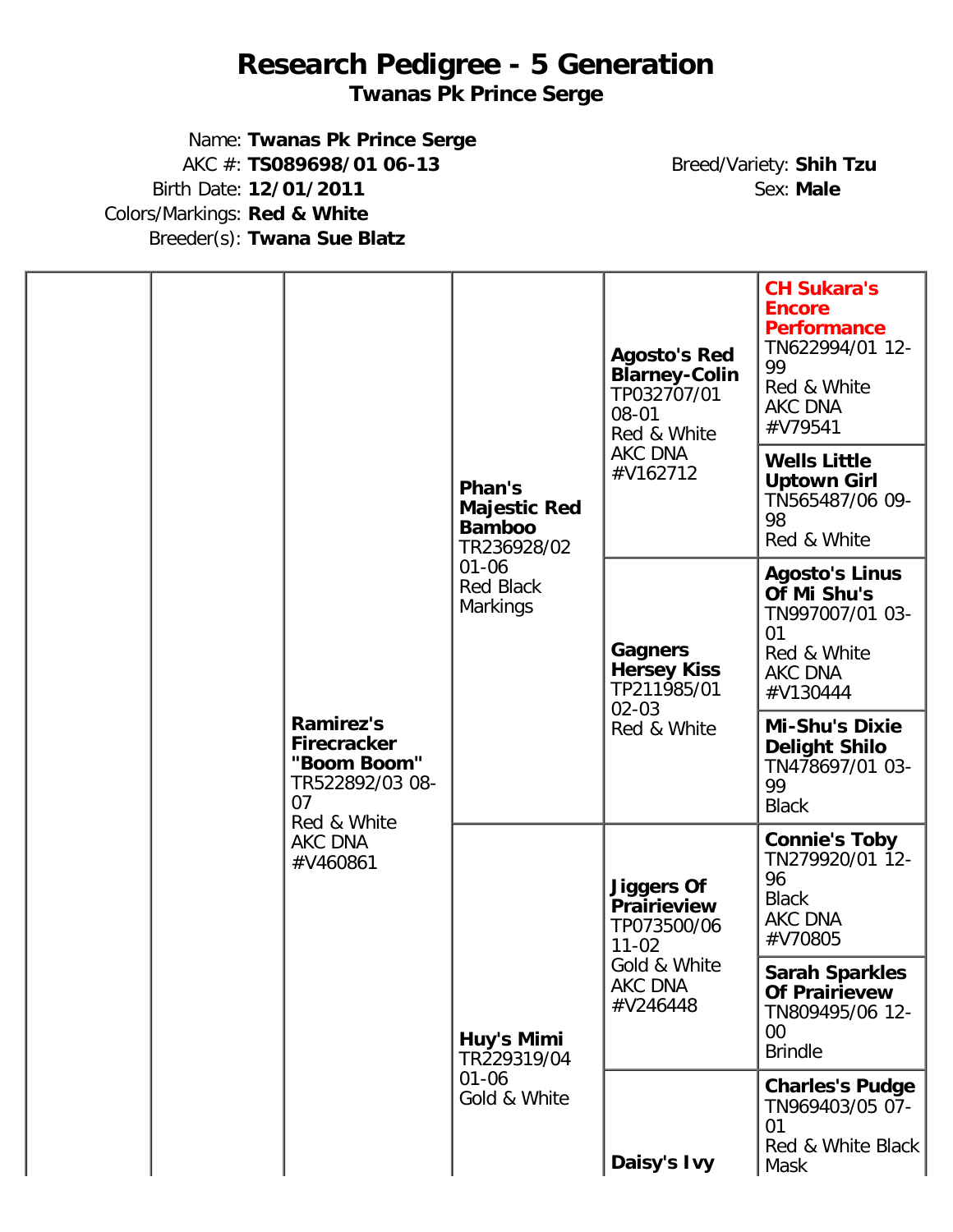# Research Pedigree - 5 Generation

**Twanas Pk Prince Serge**

Name: **Twanas Pk Prince Serge**
AKC #: **TS089698/01 06-13**
Birth Date: **12/01/2011**
Colors/Markings: **Red & White**
Breeder(s): **Twana Sue Blatz**

Breed/Variety: **Shih Tzu**
Sex: **Male**

| | | | | | |
|---|---|---|---|---|---|
| | | **Ramirez's Firecracker "Boom Boom"** TR522892/03 08-07 Red & White AKC DNA #V460861 | **Phan's Majestic Red Bamboo** TR236928/02 01-06 Red Black Markings | **Agosto's Red Blarney-Colin** TP032707/01 08-01 Red & White AKC DNA #V162712 | **CH Sukara's Encore Performance** TN622994/01 12-99 Red & White AKC DNA #V79541 |
| | | | | | **Wells Little Uptown Girl** TN565487/06 09-98 Red & White |
| | | | | **Gagners Hersey Kiss** TP211985/01 02-03 Red & White | **Agosto's Linus Of Mi Shu's** TN997007/01 03-01 Red & White AKC DNA #V130444 |
| | | | | | **Mi-Shu's Dixie Delight Shilo** TN478697/01 03-99 Black |
| | | | **Huy's Mimi** TR229319/04 01-06 Gold & White | **Jiggers Of Prairieview** TP073500/06 11-02 Gold & White AKC DNA #V246448 | **Connie's Toby** TN279920/01 12-96 Black AKC DNA #V70805 |
| | | | | | **Sarah Sparkles Of Prairievew** TN809495/06 12-00 Brindle |
| | | | | **Daisy's Ivy** | **Charles's Pudge** TN969403/05 07-01 Red & White Black Mask |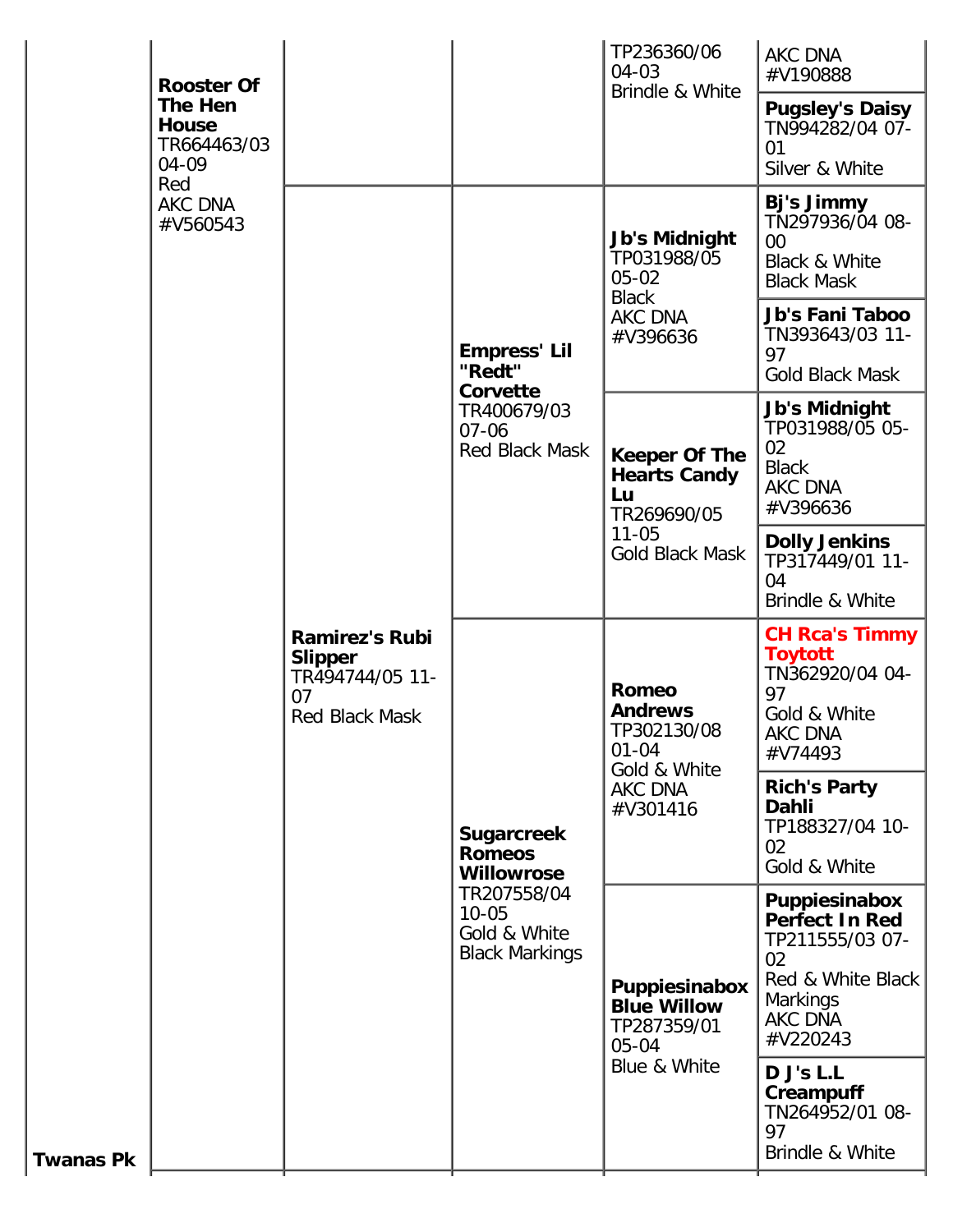| | | | | | |
|---|---|---|---|---|---|
| | **Rooster Of The Hen House** TR664463/03 04-09 Red AKC DNA #V560543 | | | TP236360/06 04-03 Brindle & White | AKC DNA #V190888 |
| | | | | | **Pugsley's Daisy** TN994282/04 07-01 Silver & White |
| | | **Ramirez's Rubi Slipper** TR494744/05 11-07 Red Black Mask | **Empress' Lil "Redt" Corvette** TR400679/03 07-06 Red Black Mask | **Jb's Midnight** TP031988/05 05-02 Black AKC DNA #V396636 | **Bj's Jimmy** TN297936/04 08-00 Black & White Black Mask |
| | | | | | **Jb's Fani Taboo** TN393643/03 11-97 Gold Black Mask |
| | | | | **Keeper Of The Hearts Candy Lu** TR269690/05 11-05 Gold Black Mask | **Jb's Midnight** TP031988/05 05-02 Black AKC DNA #V396636 |
| | | | | | **Dolly Jenkins** TP317449/01 11-04 Brindle & White |
| | | | **Sugarcreek Romeos Willowrose** TR207558/04 10-05 Gold & White Black Markings | **Romeo Andrews** TP302130/08 01-04 Gold & White AKC DNA #V301416 | **CH Rca's Timmy Toytott** TN362920/04 04-97 Gold & White AKC DNA #V74493 |
| | | | | | **Rich's Party Dahli** TP188327/04 10-02 Gold & White |
| | | | | **Puppiesinabox Blue Willow** TP287359/01 05-04 Blue & White | **Puppiesinabox Perfect In Red** TP211555/03 07-02 Red & White Black Markings AKC DNA #V220243 |
| **Twanas Pk** | | | | | **D J's L.L Creampuff** TN264952/01 08-97 Brindle & White |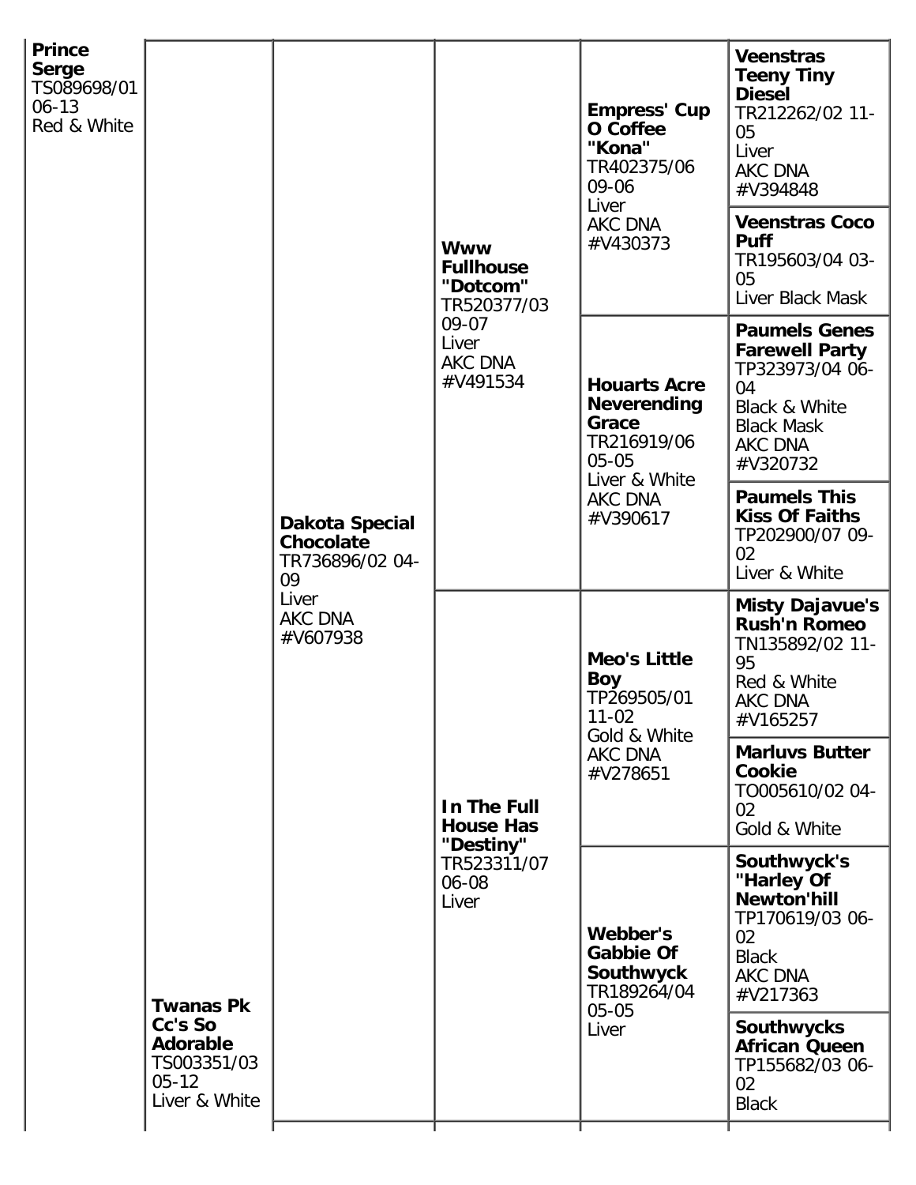| | | | | | |
|---|---|---|---|---|---|
| **Prince Serge** TS089698/01 06-13 Red & White | **Twanas Pk Cc's So Adorable** TS003351/03 05-12 Liver & White | **Dakota Special Chocolate** TR736896/02 04-09 Liver AKC DNA #V607938 | **Www Fullhouse "Dotcom"** TR520377/03 09-07 Liver AKC DNA #V491534 | **Empress' Cup O Coffee "Kona"** TR402375/06 09-06 Liver AKC DNA #V430373 | **Veenstras Teeny Tiny Diesel** TR212262/02 11-05 Liver AKC DNA #V394848 |
| | | | | | **Veenstras Coco Puff** TR195603/04 03-05 Liver Black Mask |
| | | | | **Houarts Acre Neverending Grace** TR216919/06 05-05 Liver & White AKC DNA #V390617 | **Paumels Genes Farewell Party** TP323973/04 06-04 Black & White Black Mask AKC DNA #V320732 |
| | | | | | **Paumels This Kiss Of Faiths** TP202900/07 09-02 Liver & White |
| | | | **In The Full House Has "Destiny"** TR523311/07 06-08 Liver | **Meo's Little Boy** TP269505/01 11-02 Gold & White AKC DNA #V278651 | **Misty Dajavue's Rush'n Romeo** TN135892/02 11-95 Red & White AKC DNA #V165257 |
| | | | | | **Marluvs Butter Cookie** TO005610/02 04-02 Gold & White |
| | | | | **Webber's Gabbie Of Southwyck** TR189264/04 05-05 Liver | **Southwyck's "Harley Of Newton'hill** TP170619/03 06-02 Black AKC DNA #V217363 |
| | | | | | **Southwycks African Queen** TP155682/03 06-02 Black |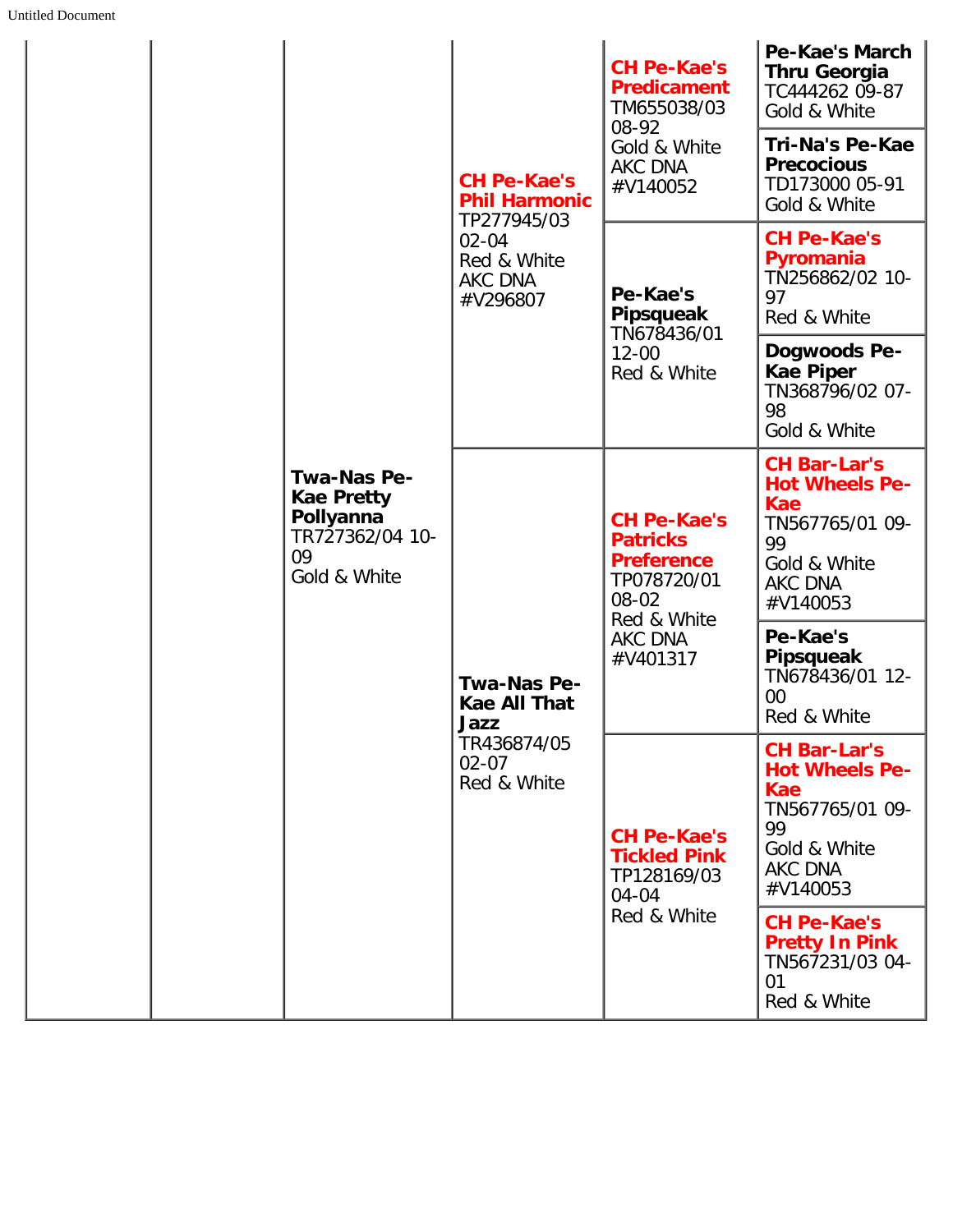| | | | | | |
|---|---|---|---|---|---|
| | | | **CH Pe-Kae's Phil Harmonic** TP277945/03 02-04 Red & White AKC DNA #V296807 | **CH Pe-Kae's Predicament** TM655038/03 08-92 Gold & White AKC DNA #V140052 | **Pe-Kae's March Thru Georgia** TC444262 09-87 Gold & White |
| | | | | | **Tri-Na's Pe-Kae Precocious** TD173000 05-91 Gold & White |
| | | | | **Pe-Kae's Pipsqueak** TN678436/01 12-00 Red & White | **CH Pe-Kae's Pyromania** TN256862/02 10-97 Red & White |
| | | | | | **Dogwoods Pe-Kae Piper** TN368796/02 07-98 Gold & White |
| | | **Twa-Nas Pe-Kae Pretty Pollyanna** TR727362/04 10-09 Gold & White | **Twa-Nas Pe-Kae All That Jazz** TR436874/05 02-07 Red & White | **CH Pe-Kae's Patricks Preference** TP078720/01 08-02 Red & White AKC DNA #V401317 | **CH Bar-Lar's Hot Wheels Pe-Kae** TN567765/01 09-99 Gold & White AKC DNA #V140053 |
| | | | | | **Pe-Kae's Pipsqueak** TN678436/01 12-00 Red & White |
| | | | | **CH Pe-Kae's Tickled Pink** TP128169/03 04-04 Red & White | **CH Bar-Lar's Hot Wheels Pe-Kae** TN567765/01 09-99 Gold & White AKC DNA #V140053 |
| | | | | | **CH Pe-Kae's Pretty In Pink** TN567231/03 04-01 Red & White |